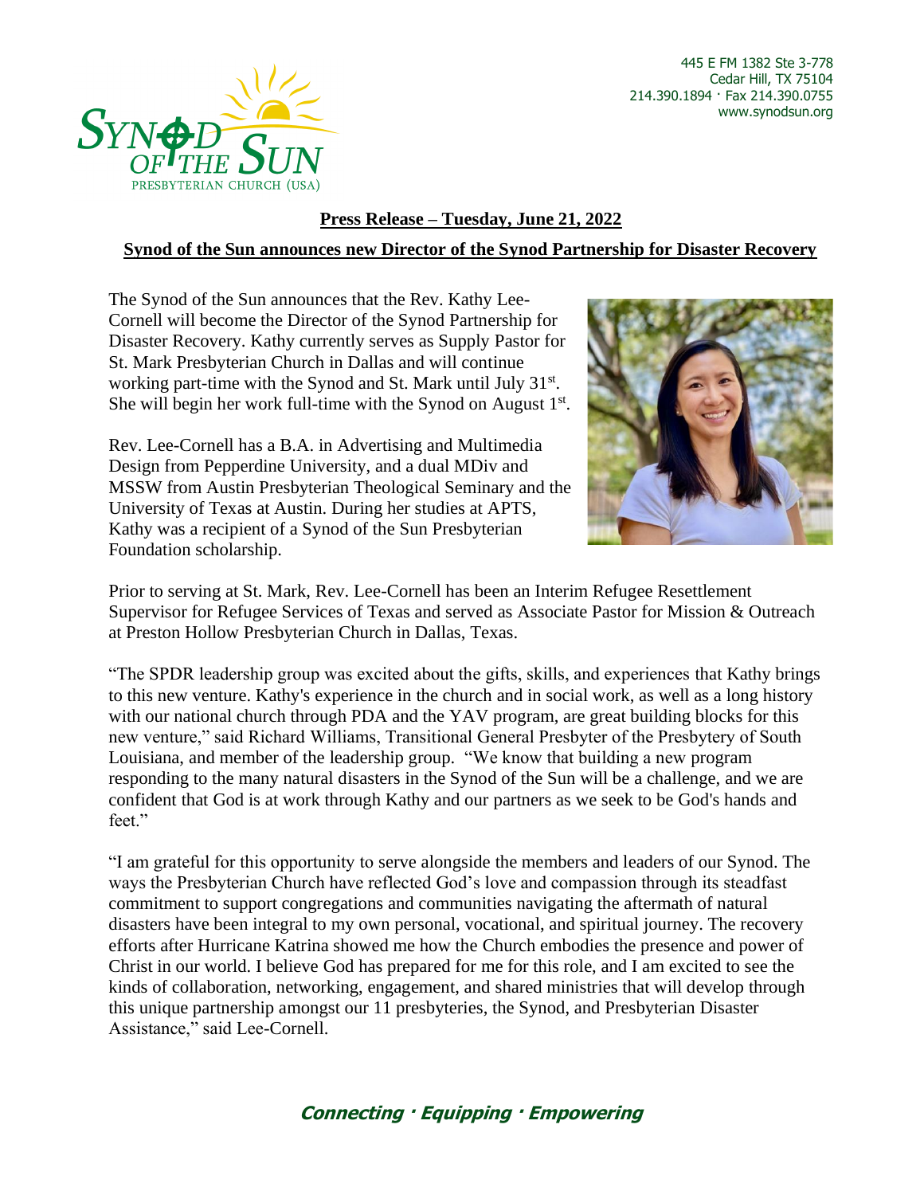445 E FM 1382 Ste 3-778
Cedar Hill, TX 75104
214.390.1894 · Fax 214.390.0755
www.synodsun.org

**Press Release – Tuesday, June 21, 2022**

**Synod of the Sun announces new Director of the Synod Partnership for Disaster Recovery**

The Synod of the Sun announces that the Rev. Kathy Lee-Cornell will become the Director of the Synod Partnership for Disaster Recovery. Kathy currently serves as Supply Pastor for St. Mark Presbyterian Church in Dallas and will continue working part-time with the Synod and St. Mark until July 31st. She will begin her work full-time with the Synod on August 1st.

Rev. Lee-Cornell has a B.A. in Advertising and Multimedia Design from Pepperdine University, and a dual MDiv and MSSW from Austin Presbyterian Theological Seminary and the University of Texas at Austin. During her studies at APTS, Kathy was a recipient of a Synod of the Sun Presbyterian Foundation scholarship.

Prior to serving at St. Mark, Rev. Lee-Cornell has been an Interim Refugee Resettlement Supervisor for Refugee Services of Texas and served as Associate Pastor for Mission & Outreach at Preston Hollow Presbyterian Church in Dallas, Texas.

"The SPDR leadership group was excited about the gifts, skills, and experiences that Kathy brings to this new venture. Kathy's experience in the church and in social work, as well as a long history with our national church through PDA and the YAV program, are great building blocks for this new venture," said Richard Williams, Transitional General Presbyter of the Presbytery of South Louisiana, and member of the leadership group. "We know that building a new program responding to the many natural disasters in the Synod of the Sun will be a challenge, and we are confident that God is at work through Kathy and our partners as we seek to be God's hands and feet."

"I am grateful for this opportunity to serve alongside the members and leaders of our Synod. The ways the Presbyterian Church have reflected God's love and compassion through its steadfast commitment to support congregations and communities navigating the aftermath of natural disasters have been integral to my own personal, vocational, and spiritual journey. The recovery efforts after Hurricane Katrina showed me how the Church embodies the presence and power of Christ in our world. I believe God has prepared for me for this role, and I am excited to see the kinds of collaboration, networking, engagement, and shared ministries that will develop through this unique partnership amongst our 11 presbyteries, the Synod, and Presbyterian Disaster Assistance," said Lee-Cornell.

***Connecting · Equipping · Empowering***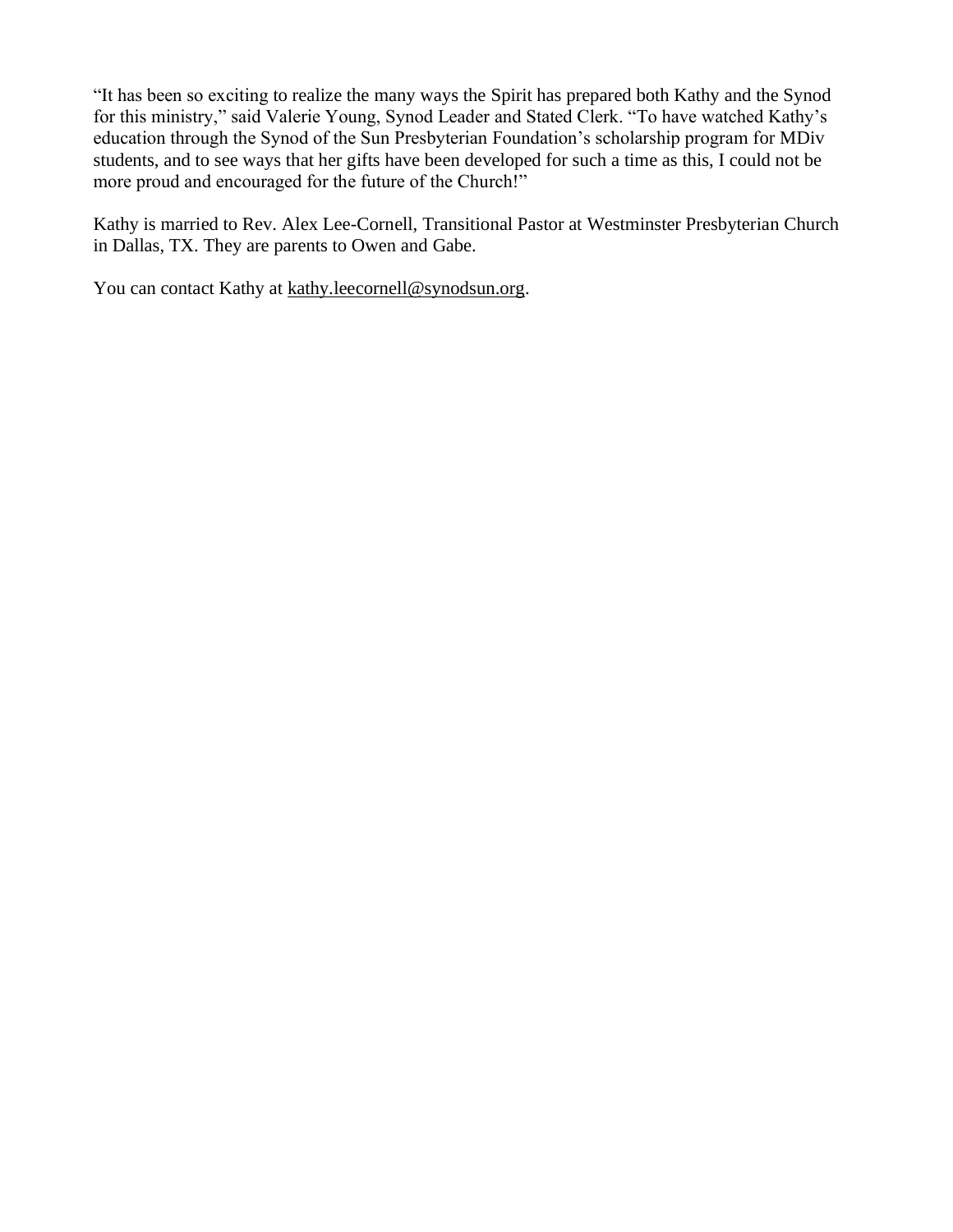"It has been so exciting to realize the many ways the Spirit has prepared both Kathy and the Synod for this ministry," said Valerie Young, Synod Leader and Stated Clerk. "To have watched Kathy's education through the Synod of the Sun Presbyterian Foundation's scholarship program for MDiv students, and to see ways that her gifts have been developed for such a time as this, I could not be more proud and encouraged for the future of the Church!"

Kathy is married to Rev. Alex Lee-Cornell, Transitional Pastor at Westminster Presbyterian Church in Dallas, TX. They are parents to Owen and Gabe.

You can contact Kathy at kathy.leecornell@synodsun.org.